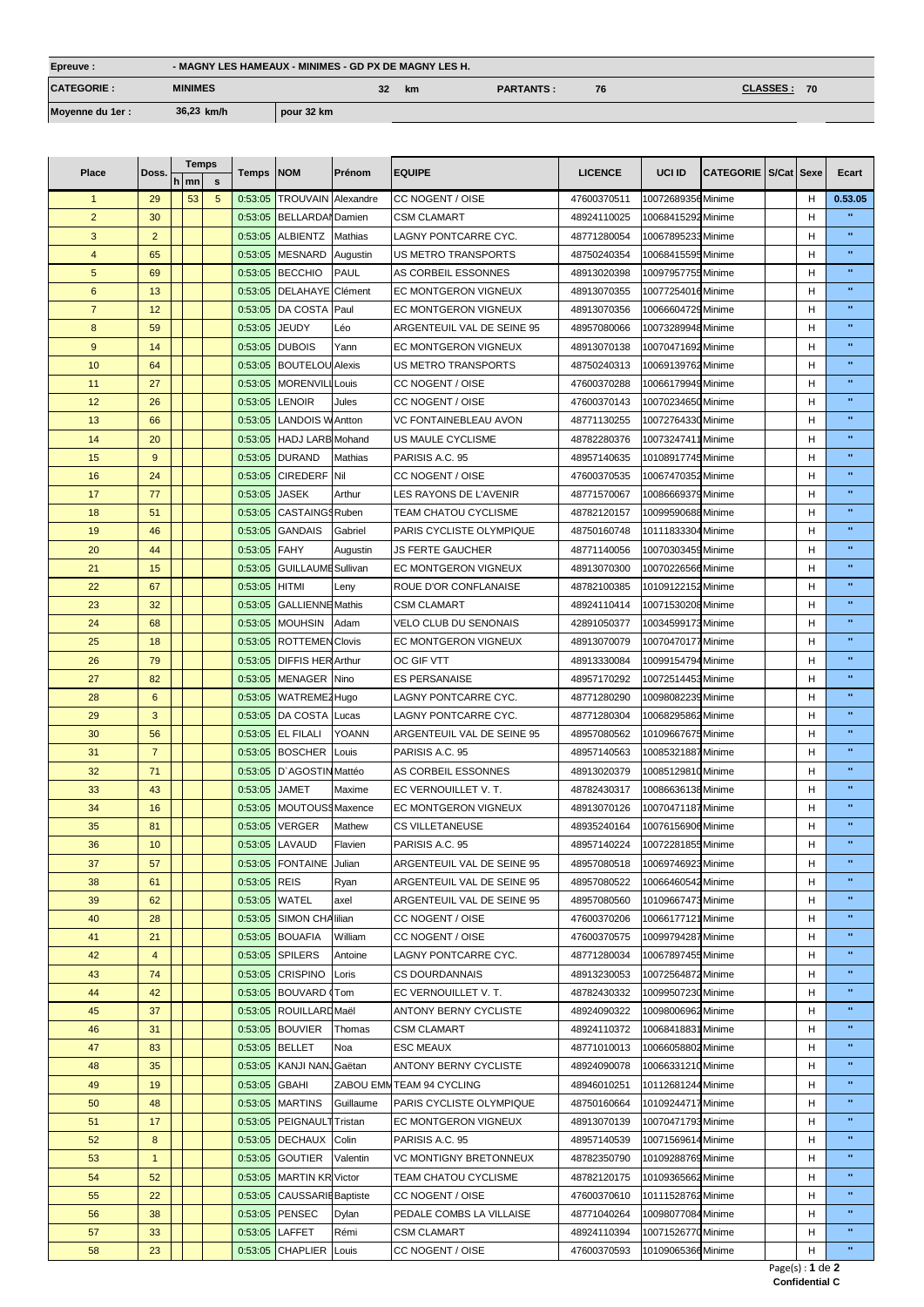| Epreuve : | - MAGNY LES HAMEAUX - MINIMES - GD PX DE MAGNY LES H. | | | | | |
|---|---|---|---|---|---|---|
| CATEGORIE : | MINIMES | 32 km | PARTANTS : | 76 | CLASSES : | 70 |
| Moyenne du 1er : | 36,23 km/h | pour 32 km | | | | |

| Place | Doss. | Temps h | Temps mn | Temps s | Temps | NOM | Prénom | EQUIPE | LICENCE | UCI ID | CATEGORIE | S/Cat | Sexe | Ecart |
|---|---|---|---|---|---|---|---|---|---|---|---|---|---|---|
| 1 | 29 | | 53 | 5 | 0:53:05 | TROUVAIN | Alexandre | CC NOGENT / OISE | 47600370511 | 10072689356 | Minime | | H | 0.53.05 |
| 2 | 30 | | | | 0:53:05 | BELLARDAN | Damien | CSM CLAMART | 48924110025 | 10068415292 | Minime | | H | " |
| 3 | 2 | | | | 0:53:05 | ALBIENTZ | Mathias | LAGNY PONTCARRE CYC. | 48771280054 | 10067895233 | Minime | | H | " |
| 4 | 65 | | | | 0:53:05 | MESNARD | Augustin | US METRO TRANSPORTS | 48750240354 | 10068415595 | Minime | | H | " |
| 5 | 69 | | | | 0:53:05 | BECCHIO | PAUL | AS CORBEIL ESSONNES | 48913020398 | 10097957755 | Minime | | H | " |
| 6 | 13 | | | | 0:53:05 | DELAHAYE | Clément | EC MONTGERON VIGNEUX | 48913070355 | 10077254016 | Minime | | H | " |
| 7 | 12 | | | | 0:53:05 | DA COSTA | Paul | EC MONTGERON VIGNEUX | 48913070356 | 10066604729 | Minime | | H | " |
| 8 | 59 | | | | 0:53:05 | JEUDY | Léo | ARGENTEUIL VAL DE SEINE 95 | 48957080066 | 10073289948 | Minime | | H | " |
| 9 | 14 | | | | 0:53:05 | DUBOIS | Yann | EC MONTGERON VIGNEUX | 48913070138 | 10070471692 | Minime | | H | " |
| 10 | 64 | | | | 0:53:05 | BOUTELOU | Alexis | US METRO TRANSPORTS | 48750240313 | 10069139762 | Minime | | H | " |
| 11 | 27 | | | | 0:53:05 | MORENVILL | Louis | CC NOGENT / OISE | 47600370288 | 10066179949 | Minime | | H | " |
| 12 | 26 | | | | 0:53:05 | LENOIR | Jules | CC NOGENT / OISE | 47600370143 | 10070234650 | Minime | | H | " |
| 13 | 66 | | | | 0:53:05 | LANDOIS W | Antton | VC FONTAINEBLEAU AVON | 48771130255 | 10072764330 | Minime | | H | " |
| 14 | 20 | | | | 0:53:05 | HADJ LARB | Mohand | US MAULE CYCLISME | 48782280376 | 10073247411 | Minime | | H | " |
| 15 | 9 | | | | 0:53:05 | DURAND | Mathias | PARISIS A.C. 95 | 48957140635 | 10108917745 | Minime | | H | " |
| 16 | 24 | | | | 0:53:05 | CIREDERF | Nil | CC NOGENT / OISE | 47600370535 | 10067470352 | Minime | | H | " |
| 17 | 77 | | | | 0:53:05 | JASEK | Arthur | LES RAYONS DE L'AVENIR | 48771570067 | 10086669379 | Minime | | H | " |
| 18 | 51 | | | | 0:53:05 | CASTAINGS | Ruben | TEAM CHATOU CYCLISME | 48782120157 | 10099590688 | Minime | | H | " |
| 19 | 46 | | | | 0:53:05 | GANDAIS | Gabriel | PARIS CYCLISTE OLYMPIQUE | 48750160748 | 10111833304 | Minime | | H | " |
| 20 | 44 | | | | 0:53:05 | FAHY | Augustin | JS FERTE GAUCHER | 48771140056 | 10070303459 | Minime | | H | " |
| 21 | 15 | | | | 0:53:05 | GUILLAUME | Sullivan | EC MONTGERON VIGNEUX | 48913070300 | 10070226566 | Minime | | H | " |
| 22 | 67 | | | | 0:53:05 | HITMI | Leny | ROUE D'OR CONFLANAISE | 48782100385 | 10109122152 | Minime | | H | " |
| 23 | 32 | | | | 0:53:05 | GALLIENNE | Mathis | CSM CLAMART | 48924110414 | 10071530208 | Minime | | H | " |
| 24 | 68 | | | | 0:53:05 | MOUHSIN | Adam | VELO CLUB DU SENONAIS | 42891050377 | 10034599173 | Minime | | H | " |
| 25 | 18 | | | | 0:53:05 | ROTTEMEN | Clovis | EC MONTGERON VIGNEUX | 48913070079 | 10070470177 | Minime | | H | " |
| 26 | 79 | | | | 0:53:05 | DIFFIS HER | Arthur | OC GIF VTT | 48913330084 | 10099154794 | Minime | | H | " |
| 27 | 82 | | | | 0:53:05 | MENAGER | Nino | ES PERSANAISE | 48957170292 | 10072514453 | Minime | | H | " |
| 28 | 6 | | | | 0:53:05 | WATREMEZ | Hugo | LAGNY PONTCARRE CYC. | 48771280290 | 10098082239 | Minime | | H | " |
| 29 | 3 | | | | 0:53:05 | DA COSTA | Lucas | LAGNY PONTCARRE CYC. | 48771280304 | 10068295862 | Minime | | H | " |
| 30 | 56 | | | | 0:53:05 | EL FILALI | YOANN | ARGENTEUIL VAL DE SEINE 95 | 48957080562 | 10109667675 | Minime | | H | " |
| 31 | 7 | | | | 0:53:05 | BOSCHER | Louis | PARISIS A.C. 95 | 48957140563 | 10085321887 | Minime | | H | " |
| 32 | 71 | | | | 0:53:05 | D`AGOSTIN | Mattéo | AS CORBEIL ESSONNES | 48913020379 | 10085129810 | Minime | | H | " |
| 33 | 43 | | | | 0:53:05 | JAMET | Maxime | EC VERNOUILLET V. T. | 48782430317 | 10086636138 | Minime | | H | " |
| 34 | 16 | | | | 0:53:05 | MOUTOUSS | Maxence | EC MONTGERON VIGNEUX | 48913070126 | 10070471187 | Minime | | H | " |
| 35 | 81 | | | | 0:53:05 | VERGER | Mathew | CS VILLETANEUSE | 48935240164 | 10076156906 | Minime | | H | " |
| 36 | 10 | | | | 0:53:05 | LAVAUD | Flavien | PARISIS A.C. 95 | 48957140224 | 10072281855 | Minime | | H | " |
| 37 | 57 | | | | 0:53:05 | FONTAINE | Julian | ARGENTEUIL VAL DE SEINE 95 | 48957080518 | 10069746923 | Minime | | H | " |
| 38 | 61 | | | | 0:53:05 | REIS | Ryan | ARGENTEUIL VAL DE SEINE 95 | 48957080522 | 10066460542 | Minime | | H | " |
| 39 | 62 | | | | 0:53:05 | WATEL | axel | ARGENTEUIL VAL DE SEINE 95 | 48957080560 | 10109667473 | Minime | | H | " |
| 40 | 28 | | | | 0:53:05 | SIMON CHA | lilian | CC NOGENT / OISE | 47600370206 | 10066177121 | Minime | | H | " |
| 41 | 21 | | | | 0:53:05 | BOUAFIA | William | CC NOGENT / OISE | 47600370575 | 10099794287 | Minime | | H | " |
| 42 | 4 | | | | 0:53:05 | SPILERS | Antoine | LAGNY PONTCARRE CYC. | 48771280034 | 10067897455 | Minime | | H | " |
| 43 | 74 | | | | 0:53:05 | CRISPINO | Loris | CS DOURDANNAIS | 48913230053 | 10072564872 | Minime | | H | " |
| 44 | 42 | | | | 0:53:05 | BOUVARD ( | Tom | EC VERNOUILLET V. T. | 48782430332 | 10099507230 | Minime | | H | " |
| 45 | 37 | | | | 0:53:05 | ROUILLARD | Maël | ANTONY BERNY CYCLISTE | 48924090322 | 10098006962 | Minime | | H | " |
| 46 | 31 | | | | 0:53:05 | BOUVIER | Thomas | CSM CLAMART | 48924110372 | 10068418831 | Minime | | H | " |
| 47 | 83 | | | | 0:53:05 | BELLET | Noa | ESC MEAUX | 48771010013 | 10066058802 | Minime | | H | " |
| 48 | 35 | | | | 0:53:05 | KANJI NAN | Gaëtan | ANTONY BERNY CYCLISTE | 48924090078 | 10066331210 | Minime | | H | " |
| 49 | 19 | | | | 0:53:05 | GBAHI | ZABOU EMM | TEAM 94 CYCLING | 48946010251 | 10112681244 | Minime | | H | " |
| 50 | 48 | | | | 0:53:05 | MARTINS | Guillaume | PARIS CYCLISTE OLYMPIQUE | 48750160664 | 10109244717 | Minime | | H | " |
| 51 | 17 | | | | 0:53:05 | PEIGNAULT | Tristan | EC MONTGERON VIGNEUX | 48913070139 | 10070471793 | Minime | | H | " |
| 52 | 8 | | | | 0:53:05 | DECHAUX | Colin | PARISIS A.C. 95 | 48957140539 | 10071569614 | Minime | | H | " |
| 53 | 1 | | | | 0:53:05 | GOUTIER | Valentin | VC MONTIGNY BRETONNEUX | 48782350790 | 10109288769 | Minime | | H | " |
| 54 | 52 | | | | 0:53:05 | MARTIN KR | Victor | TEAM CHATOU CYCLISME | 48782120175 | 10109365662 | Minime | | H | " |
| 55 | 22 | | | | 0:53:05 | CAUSSARIE | Baptiste | CC NOGENT / OISE | 47600370610 | 10111528762 | Minime | | H | " |
| 56 | 38 | | | | 0:53:05 | PENSEC | Dylan | PEDALE COMBS LA VILLAISE | 48771040264 | 10098077084 | Minime | | H | " |
| 57 | 33 | | | | 0:53:05 | LAFFET | Rémi | CSM CLAMART | 48924110394 | 10071526770 | Minime | | H | " |
| 58 | 23 | | | | 0:53:05 | CHAPLIER | Louis | CC NOGENT / OISE | 47600370593 | 10109065366 | Minime | | H | " |

Confidential C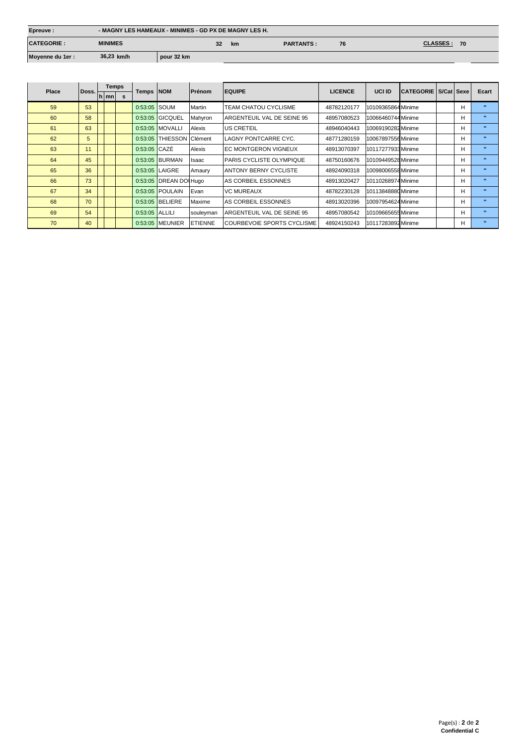| Epreuve : | - MAGNY LES HAMEAUX - MINIMES - GD PX DE MAGNY LES H. | | | | | |
|---|---|---|---|---|---|---|
| CATEGORIE : | MINIMES | 32 km | PARTANTS : | 76 | CLASSES : | 70 |
| Moyenne du 1er : | 36,23 km/h | pour 32 km | | | | |

| Place | Doss. | Temps | | | Temps | NOM | Prénom | EQUIPE | LICENCE | UCI ID | CATEGORIE | S/Cat | Sexe | Ecart |
|---|---|---|---|---|---|---|---|---|---|---|---|---|---|---|
| | | h | mn | s | | | | | | | | | | |
| 59 | 53 | | | | 0:53:05 | SOUM | Martin | TEAM CHATOU CYCLISME | 48782120177 | 10109365864 | Minime | | H | " |
| 60 | 58 | | | | 0:53:05 | GICQUEL | Mahyron | ARGENTEUIL VAL DE SEINE 95 | 48957080523 | 10066460744 | Minime | | H | " |
| 61 | 63 | | | | 0:53:05 | MOVALLI | Alexis | US CRETEIL | 48946040443 | 10069190282 | Minime | | H | " |
| 62 | 5 | | | | 0:53:05 | THIESSON | Clément | LAGNY PONTCARRE CYC. | 48771280159 | 10067897556 | Minime | | H | " |
| 63 | 11 | | | | 0:53:05 | CAZÉ | Alexis | EC MONTGERON VIGNEUX | 48913070397 | 10117277933 | Minime | | H | " |
| 64 | 45 | | | | 0:53:05 | BURMAN | Isaac | PARIS CYCLISTE OLYMPIQUE | 48750160676 | 10109449528 | Minime | | H | " |
| 65 | 36 | | | | 0:53:05 | LAIGRE | Amaury | ANTONY BERNY CYCLISTE | 48924090318 | 10098006558 | Minime | | H | " |
| 66 | 73 | | | | 0:53:05 | DREAN DOI | Hugo | AS CORBEIL ESSONNES | 48913020427 | 10110268974 | Minime | | H | " |
| 67 | 34 | | | | 0:53:05 | POULAIN | Evan | VC MUREAUX | 48782230128 | 10113848880 | Minime | | H | " |
| 68 | 70 | | | | 0:53:05 | BELIERE | Maxime | AS CORBEIL ESSONNES | 48913020396 | 10097954624 | Minime | | H | " |
| 69 | 54 | | | | 0:53:05 | ALLILI | souleyman | ARGENTEUIL VAL DE SEINE 95 | 48957080542 | 10109665655 | Minime | | H | " |
| 70 | 40 | | | | 0:53:05 | MEUNIER | ETIENNE | COURBEVOIE SPORTS CYCLISME | 48924150243 | 10117283892 | Minime | | H | " |

**Confidential C**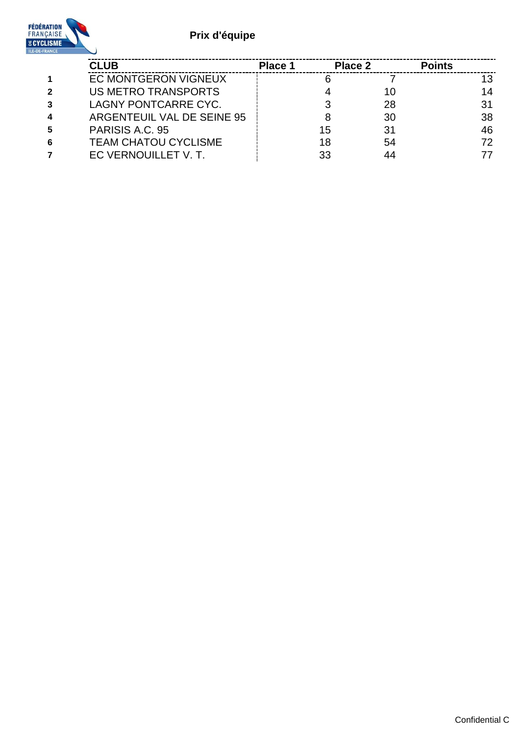## Prix d'équipe

| | CLUB | Place 1 | Place 2 | Points |
|---|---|---|---|---|
| **1** | EC MONTGERON VIGNEUX | 6 | 7 | 13 |
| **2** | US METRO TRANSPORTS | 4 | 10 | 14 |
| **3** | LAGNY PONTCARRE CYC. | 3 | 28 | 31 |
| **4** | ARGENTEUIL VAL DE SEINE 95 | 8 | 30 | 38 |
| **5** | PARISIS A.C. 95 | 15 | 31 | 46 |
| **6** | TEAM CHATOU CYCLISME | 18 | 54 | 72 |
| **7** | EC VERNOUILLET V. T. | 33 | 44 | 77 |